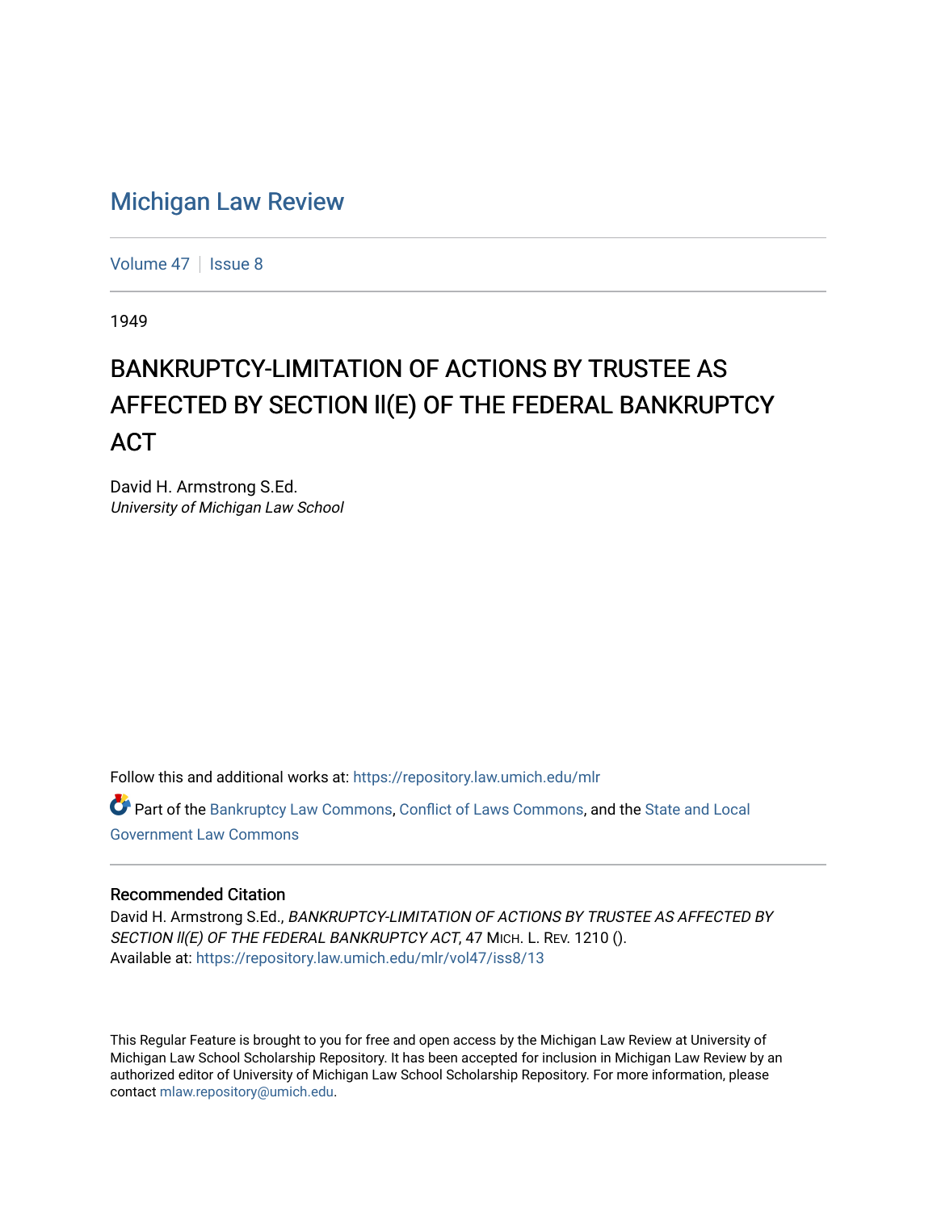# Michigan Law Review

Volume 47 | Issue 8

1949

# BANKRUPTCY-LIMITATION OF ACTIONS BY TRUSTEE AS AFFECTED BY SECTION ll(E) OF THE FEDERAL BANKRUPTCY ACT

David H. Armstrong S.Ed.
*University of Michigan Law School*

Follow this and additional works at: https://repository.law.umich.edu/mlr

Part of the Bankruptcy Law Commons, Conflict of Laws Commons, and the State and Local Government Law Commons

## Recommended Citation

David H. Armstrong S.Ed., *BANKRUPTCY-LIMITATION OF ACTIONS BY TRUSTEE AS AFFECTED BY SECTION ll(E) OF THE FEDERAL BANKRUPTCY ACT*, 47 MICH. L. REV. 1210 ().
Available at: https://repository.law.umich.edu/mlr/vol47/iss8/13

This Regular Feature is brought to you for free and open access by the Michigan Law Review at University of Michigan Law School Scholarship Repository. It has been accepted for inclusion in Michigan Law Review by an authorized editor of University of Michigan Law School Scholarship Repository. For more information, please contact mlaw.repository@umich.edu.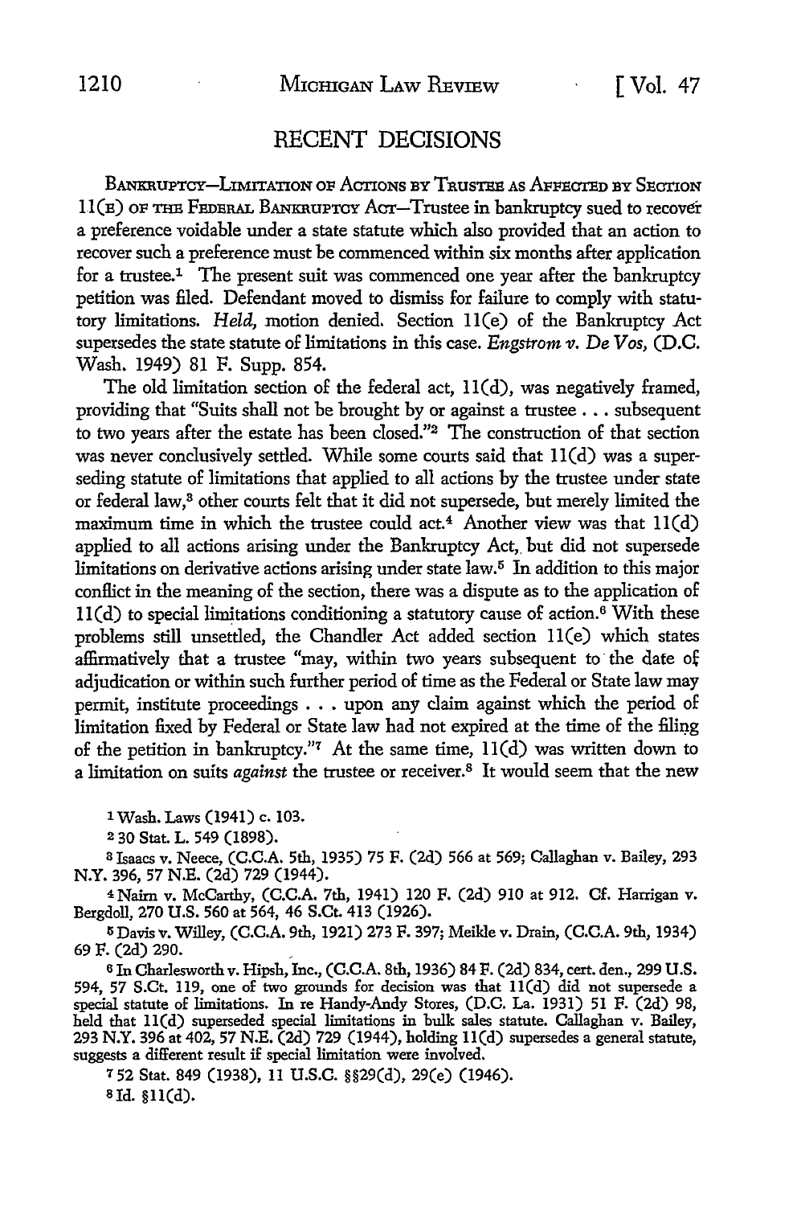## RECENT DECISIONS

BANKRUPTCY—LIMITATION OF ACTIONS BY TRUSTEE AS AFFECTED BY SECTION 11(E) OF THE FEDERAL BANKRUPTCY ACT—Trustee in bankruptcy sued to recover a preference voidable under a state statute which also provided that an action to recover such a preference must be commenced within six months after application for a trustee.[1] The present suit was commenced one year after the bankruptcy petition was filed. Defendant moved to dismiss for failure to comply with statutory limitations. *Held,* motion denied. Section 11(e) of the Bankruptcy Act supersedes the state statute of limitations in this case. *Engstrom v. De Vos,* (D.C. Wash. 1949) 81 F. Supp. 854.

The old limitation section of the federal act, 11(d), was negatively framed, providing that "Suits shall not be brought by or against a trustee . . . subsequent to two years after the estate has been closed."[2] The construction of that section was never conclusively settled. While some courts said that 11(d) was a superseding statute of limitations that applied to all actions by the trustee under state or federal law,[3] other courts felt that it did not supersede, but merely limited the maximum time in which the trustee could act.[4] Another view was that 11(d) applied to all actions arising under the Bankruptcy Act, but did not supersede limitations on derivative actions arising under state law.[5] In addition to this major conflict in the meaning of the section, there was a dispute as to the application of 11(d) to special limitations conditioning a statutory cause of action.[6] With these problems still unsettled, the Chandler Act added section 11(e) which states affirmatively that a trustee "may, within two years subsequent to the date of adjudication or within such further period of time as the Federal or State law may permit, institute proceedings . . . upon any claim against which the period of limitation fixed by Federal or State law had not expired at the time of the filing of the petition in bankruptcy."[7] At the same time, 11(d) was written down to a limitation on suits *against* the trustee or receiver.[8] It would seem that the new

[1] Wash. Laws (1941) c. 103.

[2] 30 Stat. L. 549 (1898).

[3] Isaacs v. Neece, (C.C.A. 5th, 1935) 75 F. (2d) 566 at 569; Callaghan v. Bailey, 293 N.Y. 396, 57 N.E. (2d) 729 (1944).

[4] Nairn v. McCarthy, (C.C.A. 7th, 1941) 120 F. (2d) 910 at 912. Cf. Harrigan v. Bergdoll, 270 U.S. 560 at 564, 46 S.Ct. 413 (1926).

[5] Davis v. Willey, (C.C.A. 9th, 1921) 273 F. 397; Meikle v. Drain, (C.C.A. 9th, 1934) 69 F. (2d) 290.

[6] In Charlesworth v. Hipsh, Inc., (C.C.A. 8th, 1936) 84 F. (2d) 834, cert. den., 299 U.S. 594, 57 S.Ct. 119, one of two grounds for decision was that 11(d) did not supersede a special statute of limitations. In re Handy-Andy Stores, (D.C. La. 1931) 51 F. (2d) 98, held that 11(d) superseded special limitations in bulk sales statute. Callaghan v. Bailey, 293 N.Y. 396 at 402, 57 N.E. (2d) 729 (1944), holding 11(d) supersedes a general statute, suggests a different result if special limitation were involved.

[7] 52 Stat. 849 (1938), 11 U.S.C. §§29(d), 29(e) (1946).

[8] Id. §11(d).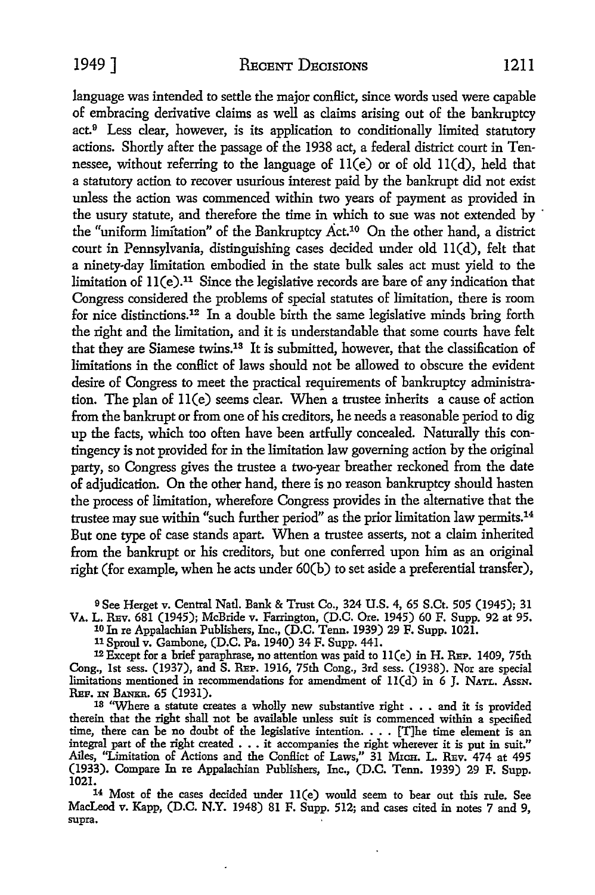language was intended to settle the major conflict, since words used were capable of embracing derivative claims as well as claims arising out of the bankruptcy act.[9] Less clear, however, is its application to conditionally limited statutory actions. Shortly after the passage of the 1938 act, a federal district court in Tennessee, without referring to the language of 11(e) or of old 11(d), held that a statutory action to recover usurious interest paid by the bankrupt did not exist unless the action was commenced within two years of payment as provided in the usury statute, and therefore the time in which to sue was not extended by the "uniform limitation" of the Bankruptcy Act.[10] On the other hand, a district court in Pennsylvania, distinguishing cases decided under old 11(d), felt that a ninety-day limitation embodied in the state bulk sales act must yield to the limitation of 11(e).[11] Since the legislative records are bare of any indication that Congress considered the problems of special statutes of limitation, there is room for nice distinctions.[12] In a double birth the same legislative minds bring forth the right and the limitation, and it is understandable that some courts have felt that they are Siamese twins.[13] It is submitted, however, that the classification of limitations in the conflict of laws should not be allowed to obscure the evident desire of Congress to meet the practical requirements of bankruptcy administration. The plan of 11(e) seems clear. When a trustee inherits a cause of action from the bankrupt or from one of his creditors, he needs a reasonable period to dig up the facts, which too often have been artfully concealed. Naturally this contingency is not provided for in the limitation law governing action by the original party, so Congress gives the trustee a two-year breather reckoned from the date of adjudication. On the other hand, there is no reason bankruptcy should hasten the process of limitation, wherefore Congress provides in the alternative that the trustee may sue within "such further period" as the prior limitation law permits.[14] But one type of case stands apart. When a trustee asserts, not a claim inherited from the bankrupt or his creditors, but one conferred upon him as an original right (for example, when he acts under 60(b) to set aside a preferential transfer),

[9] See Herget v. Central Natl. Bank & Trust Co., 324 U.S. 4, 65 S.Ct. 505 (1945); 31 Va. L. Rev. 681 (1945); McBride v. Farrington, (D.C. Ore. 1945) 60 F. Supp. 92 at 95.

[10] In re Appalachian Publishers, Inc., (D.C. Tenn. 1939) 29 F. Supp. 1021.

[11] Sproul v. Gambone, (D.C. Pa. 1940) 34 F. Supp. 441.

[12] Except for a brief paraphrase, no attention was paid to 11(e) in H. Rep. 1409, 75th Cong., 1st sess. (1937), and S. Rep. 1916, 75th Cong., 3rd sess. (1938). Nor are special limitations mentioned in recommendations for amendment of 11(d) in 6 J. Natl. Assn. Ref. in Bankr. 65 (1931).

[13] "Where a statute creates a wholly new substantive right . . . and it is provided therein that the right shall not be available unless suit is commenced within a specified time, there can be no doubt of the legislative intention. . . . [T]he time element is an integral part of the right created . . . it accompanies the right wherever it is put in suit." Ailes, "Limitation of Actions and the Conflict of Laws," 31 Mich. L. Rev. 474 at 495 (1933). Compare In re Appalachian Publishers, Inc., (D.C. Tenn. 1939) 29 F. Supp. 1021.

[14] Most of the cases decided under 11(e) would seem to bear out this rule. See MacLeod v. Kapp, (D.C. N.Y. 1948) 81 F. Supp. 512; and cases cited in notes 7 and 9, supra.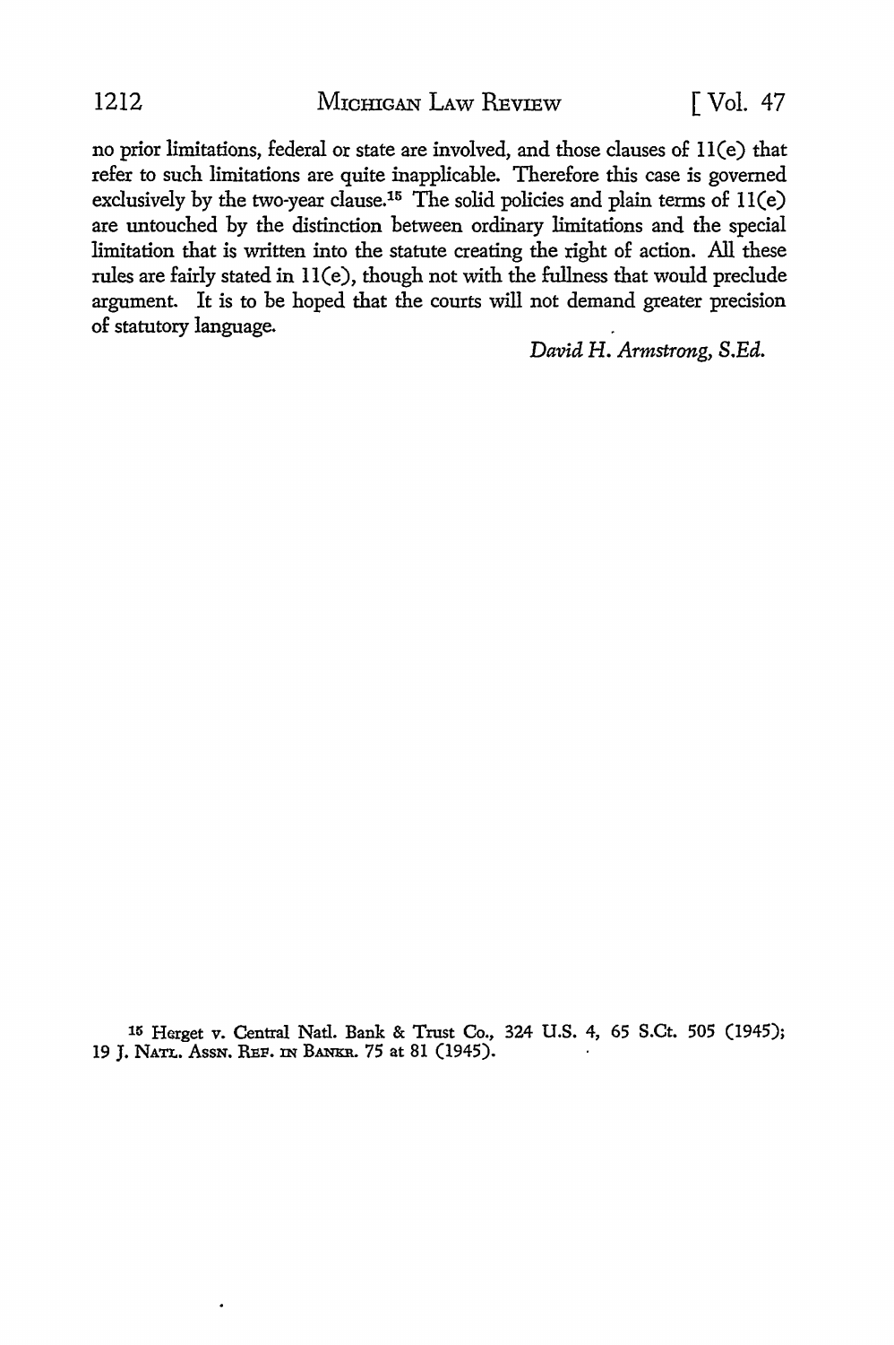no prior limitations, federal or state are involved, and those clauses of 11(e) that refer to such limitations are quite inapplicable. Therefore this case is governed exclusively by the two-year clause.[15] The solid policies and plain terms of 11(e) are untouched by the distinction between ordinary limitations and the special limitation that is written into the statute creating the right of action. All these rules are fairly stated in 11(e), though not with the fullness that would preclude argument. It is to be hoped that the courts will not demand greater precision of statutory language.

*David H. Armstrong, S.Ed.*

[15] Herget v. Central Natl. Bank & Trust Co., 324 U.S. 4, 65 S.Ct. 505 (1945); 19 J. NATL. ASSN. REF. IN BANKR. 75 at 81 (1945).